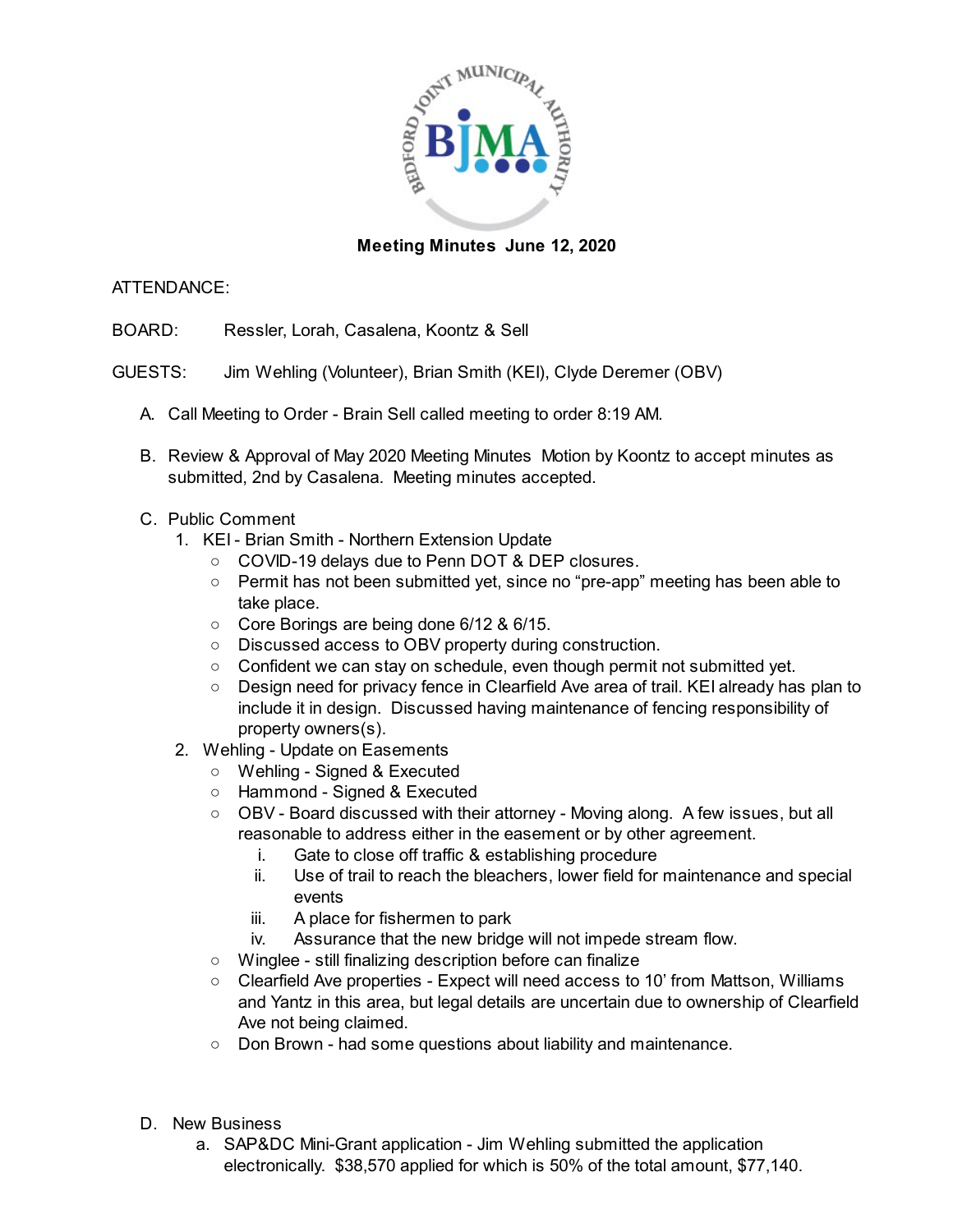BEDFORD JOINT MUNICIPAL AUTHORITY

BJMA

**Meeting Minutes June 12, 2020**

ATTENDANCE:

BOARD: Ressler, Lorah, Casalena, Koontz & Sell

GUESTS: Jim Wehling (Volunteer), Brian Smith (KEI), Clyde Deremer (OBV)

A. Call Meeting to Order - Brain Sell called meeting to order 8:19 AM.

B. Review & Approval of May 2020 Meeting Minutes Motion by Koontz to accept minutes as submitted, 2nd by Casalena. Meeting minutes accepted.

C. Public Comment
   1. KEI - Brian Smith - Northern Extension Update
      - COVID-19 delays due to Penn DOT & DEP closures.
      - Permit has not been submitted yet, since no "pre-app" meeting has been able to take place.
      - Core Borings are being done 6/12 & 6/15.
      - Discussed access to OBV property during construction.
      - Confident we can stay on schedule, even though permit not submitted yet.
      - Design need for privacy fence in Clearfield Ave area of trail. KEI already has plan to include it in design. Discussed having maintenance of fencing responsibility of property owners(s).
   2. Wehling - Update on Easements
      - Wehling - Signed & Executed
      - Hammond - Signed & Executed
      - OBV - Board discussed with their attorney - Moving along. A few issues, but all reasonable to address either in the easement or by other agreement.
         i. Gate to close off traffic & establishing procedure
         ii. Use of trail to reach the bleachers, lower field for maintenance and special events
         iii. A place for fishermen to park
         iv. Assurance that the new bridge will not impede stream flow.
      - Winglee - still finalizing description before can finalize
      - Clearfield Ave properties - Expect will need access to 10' from Mattson, Williams and Yantz in this area, but legal details are uncertain due to ownership of Clearfield Ave not being claimed.
      - Don Brown - had some questions about liability and maintenance.

D. New Business
   a. SAP&DC Mini-Grant application - Jim Wehling submitted the application electronically. $38,570 applied for which is 50% of the total amount, $77,140.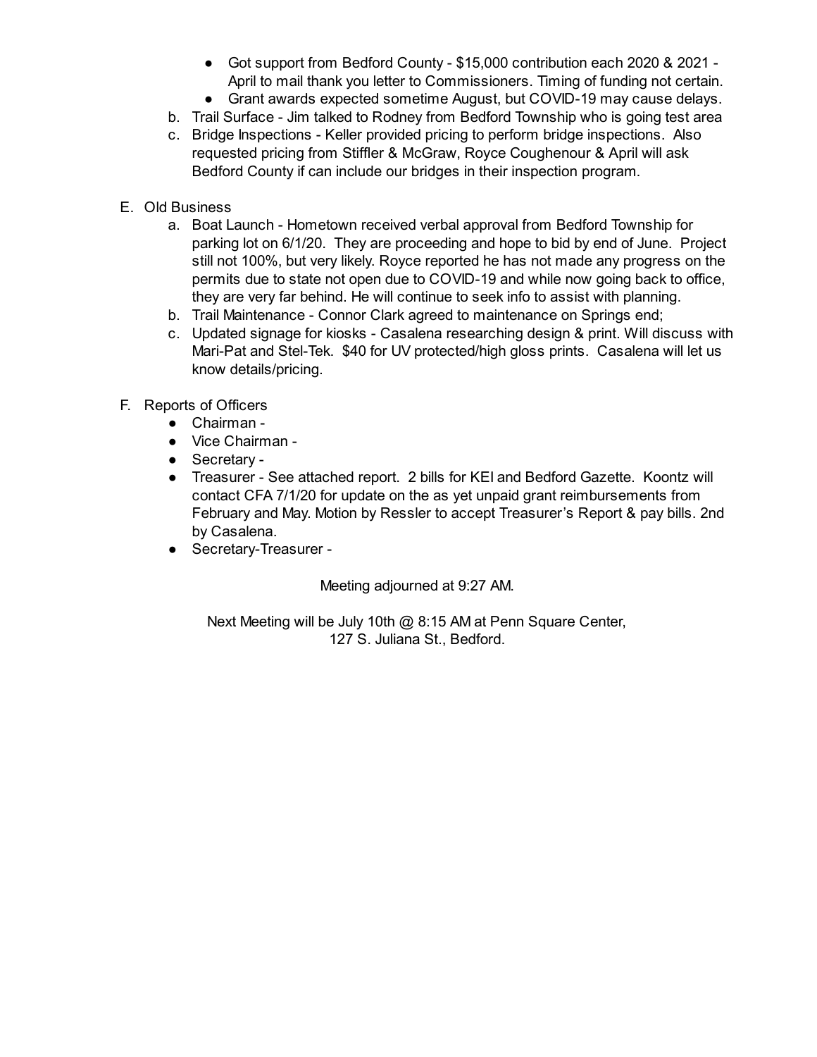- Got support from Bedford County - $15,000 contribution each 2020 & 2021 - April to mail thank you letter to Commissioners. Timing of funding not certain.
    - Grant awards expected sometime August, but COVID-19 may cause delays.
  - b. Trail Surface - Jim talked to Rodney from Bedford Township who is going test area
  - c. Bridge Inspections - Keller provided pricing to perform bridge inspections. Also requested pricing from Stiffler & McGraw, Royce Coughenour & April will ask Bedford County if can include our bridges in their inspection program.

E. Old Business
  - a. Boat Launch - Hometown received verbal approval from Bedford Township for parking lot on 6/1/20. They are proceeding and hope to bid by end of June. Project still not 100%, but very likely. Royce reported he has not made any progress on the permits due to state not open due to COVID-19 and while now going back to office, they are very far behind. He will continue to seek info to assist with planning.
  - b. Trail Maintenance - Connor Clark agreed to maintenance on Springs end;
  - c. Updated signage for kiosks - Casalena researching design & print. Will discuss with Mari-Pat and Stel-Tek. $40 for UV protected/high gloss prints. Casalena will let us know details/pricing.

F. Reports of Officers
  - Chairman -
  - Vice Chairman -
  - Secretary -
  - Treasurer - See attached report. 2 bills for KEI and Bedford Gazette. Koontz will contact CFA 7/1/20 for update on the as yet unpaid grant reimbursements from February and May. Motion by Ressler to accept Treasurer's Report & pay bills. 2nd by Casalena.
  - Secretary-Treasurer -

Meeting adjourned at 9:27 AM.

Next Meeting will be July 10th @ 8:15 AM at Penn Square Center,
127 S. Juliana St., Bedford.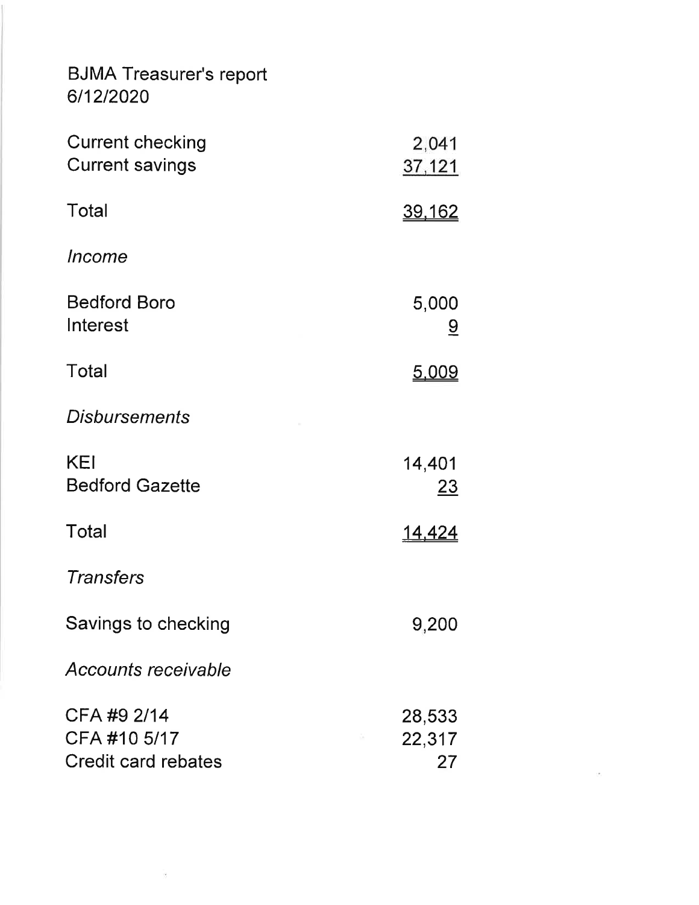BJMA Treasurer's report
6/12/2020

| | |
|---|---|
| Current checking | 2,041 |
| Current savings | 37,121 |
| Total | 39,162 |
| *Income* | |
| Bedford Boro | 5,000 |
| Interest | 9 |
| Total | 5,009 |
| *Disbursements* | |
| KEI | 14,401 |
| Bedford Gazette | 23 |
| Total | 14,424 |
| *Transfers* | |
| Savings to checking | 9,200 |
| *Accounts receivable* | |
| CFA #9 2/14 | 28,533 |
| CFA #10 5/17 | 22,317 |
| Credit card rebates | 27 |